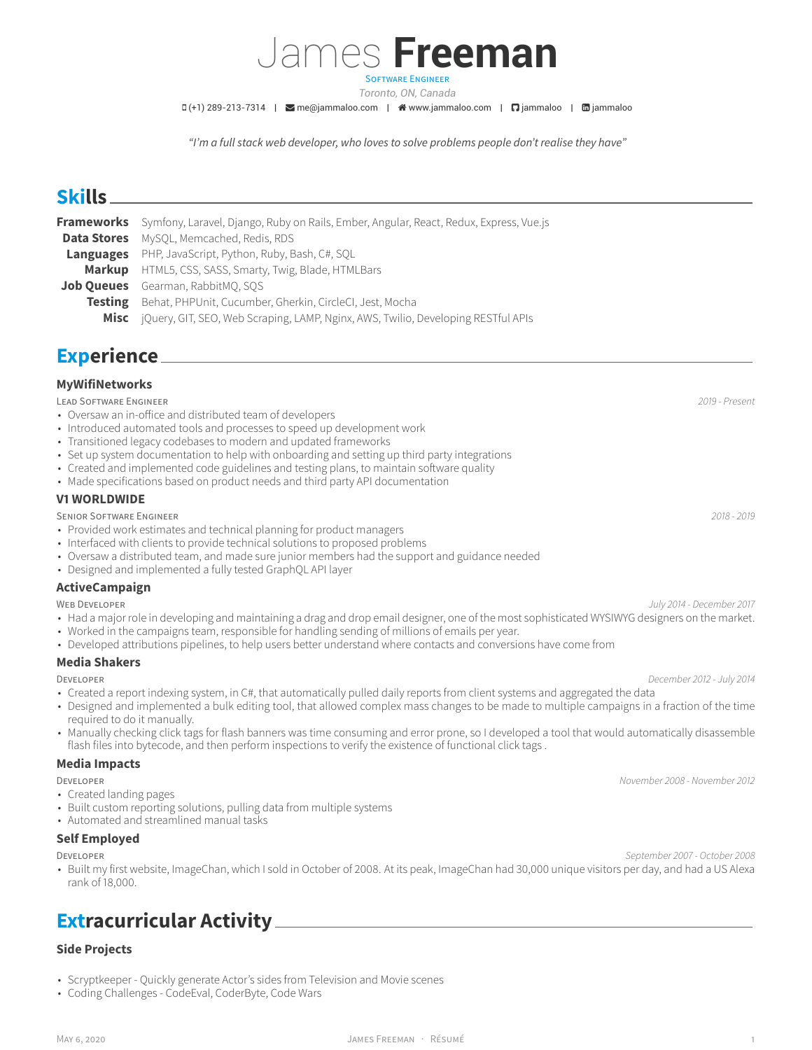# James **Freeman**

Software Engineer

*Toronto, ON, Canada*

(+1) 289-213-7314 | me@jammaloo.com | www.jammaloo.com | jammaloo | jammaloo

*"I'm a full stack web developer, who loves to solve problems people don't realise they have"*

## Skills

**Frameworks** Symfony, Laravel, Django, Ruby on Rails, Ember, Angular, React, Redux, Express, Vue.js

**Data Stores** MySQL, Memcached, Redis, RDS

**Languages** PHP, JavaScript, Python, Ruby, Bash, C#, SQL

**Markup** HTML5, CSS, SASS, Smarty, Twig, Blade, HTMLBars

**Job Queues** Gearman, RabbitMQ, SQS

**Testing** Behat, PHPUnit, Cucumber, Gherkin, CircleCI, Jest, Mocha

**Misc** jQuery, GIT, SEO, Web Scraping, LAMP, Nginx, AWS, Twilio, Developing RESTful APIs

## Experience

### MyWifiNetworks

Lead Software Engineer — *2019 - Present*

- Oversaw an in-office and distributed team of developers
- Introduced automated tools and processes to speed up development work
- Transitioned legacy codebases to modern and updated frameworks
- Set up system documentation to help with onboarding and setting up third party integrations
- Created and implemented code guidelines and testing plans, to maintain software quality
- Made specifications based on product needs and third party API documentation

### V1 WORLDWIDE

Senior Software Engineer — *2018 - 2019*

- Provided work estimates and technical planning for product managers
- Interfaced with clients to provide technical solutions to proposed problems
- Oversaw a distributed team, and made sure junior members had the support and guidance needed
- Designed and implemented a fully tested GraphQL API layer

### ActiveCampaign

Web Developer — *July 2014 - December 2017*

- Had a major role in developing and maintaining a drag and drop email designer, one of the most sophisticated WYSIWYG designers on the market.
- Worked in the campaigns team, responsible for handling sending of millions of emails per year.
- Developed attributions pipelines, to help users better understand where contacts and conversions have come from

### Media Shakers

Developer — *December 2012 - July 2014*

- Created a report indexing system, in C#, that automatically pulled daily reports from client systems and aggregated the data
- Designed and implemented a bulk editing tool, that allowed complex mass changes to be made to multiple campaigns in a fraction of the time required to do it manually.
- Manually checking click tags for flash banners was time consuming and error prone, so I developed a tool that would automatically disassemble flash files into bytecode, and then perform inspections to verify the existence of functional click tags .

### Media Impacts

Developer — *November 2008 - November 2012*

- Created landing pages
- Built custom reporting solutions, pulling data from multiple systems
- Automated and streamlined manual tasks

### Self Employed

Developer — *September 2007 - October 2008*

- Built my first website, ImageChan, which I sold in October of 2008. At its peak, ImageChan had 30,000 unique visitors per day, and had a US Alexa rank of 18,000.

## Extracurricular Activity

### Side Projects

- Scryptkeeper - Quickly generate Actor's sides from Television and Movie scenes
- Coding Challenges - CodeEval, CoderByte, Code Wars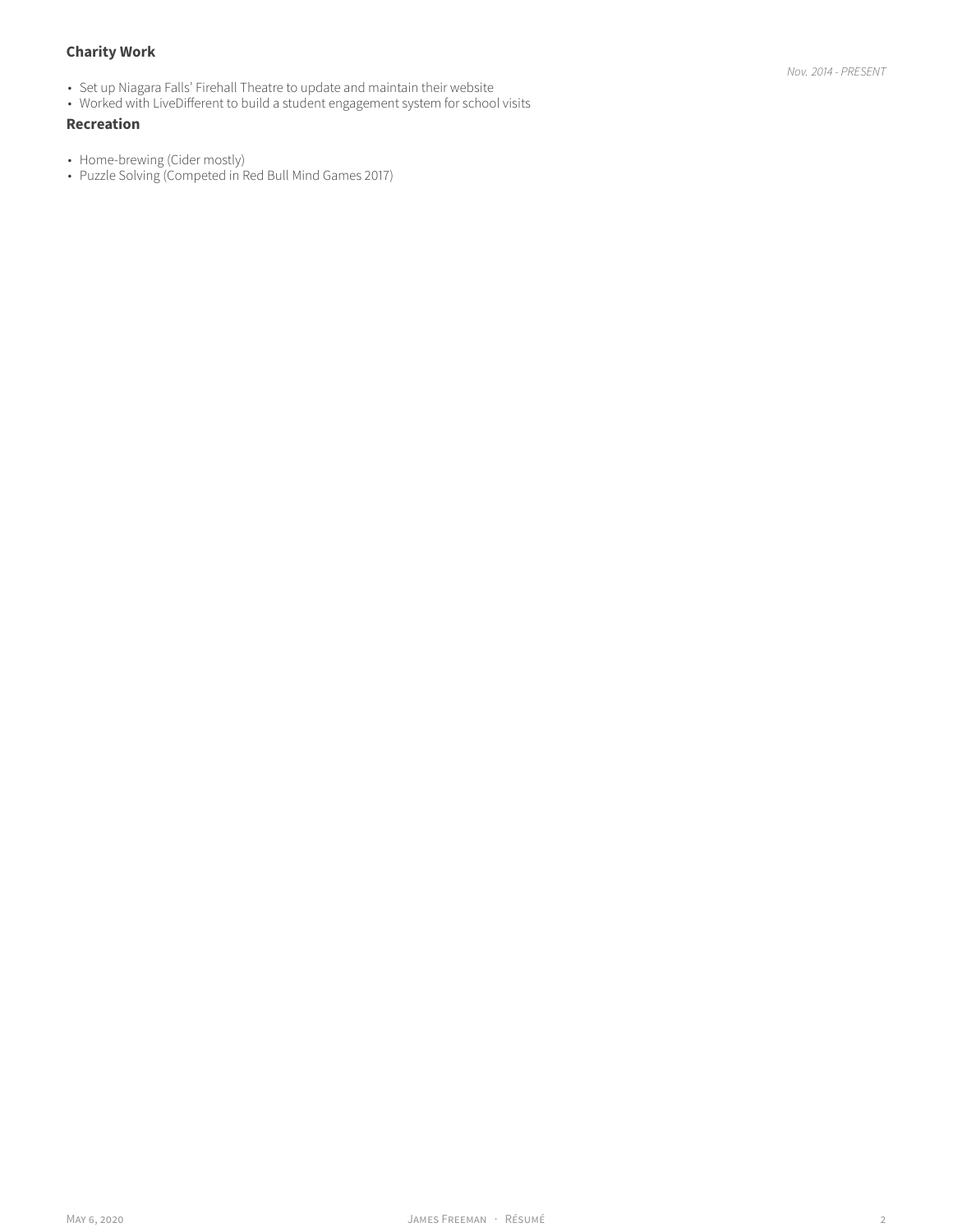### Charity Work

*Nov. 2014 - PRESENT*

- Set up Niagara Falls' Firehall Theatre to update and maintain their website
- Worked with LiveDifferent to build a student engagement system for school visits

### Recreation

- Home-brewing (Cider mostly)
- Puzzle Solving (Competed in Red Bull Mind Games 2017)